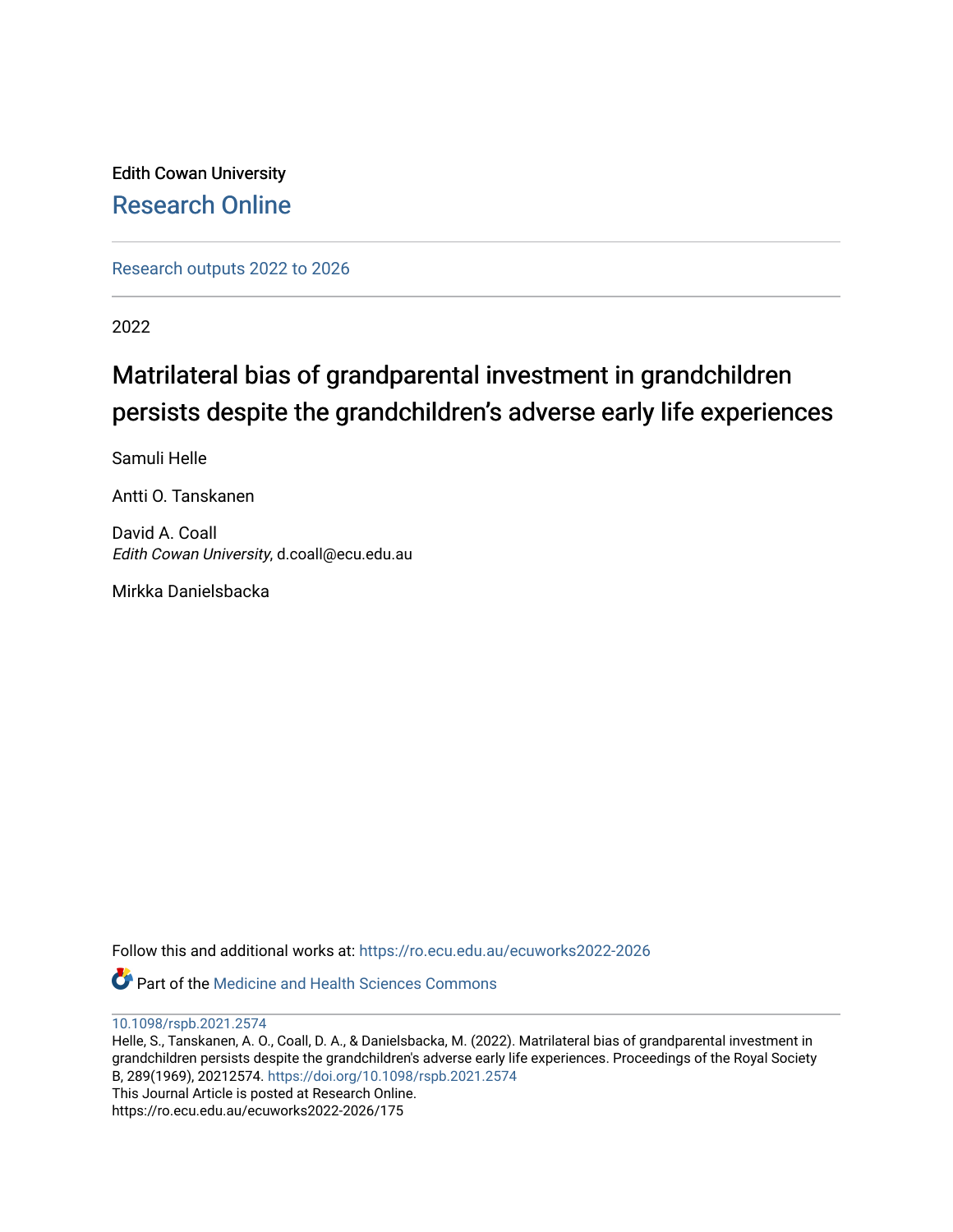Edith Cowan University

Research Online

Research outputs 2022 to 2026

2022

# Matrilateral bias of grandparental investment in grandchildren persists despite the grandchildren's adverse early life experiences

Samuli Helle

Antti O. Tanskanen

David A. Coall
*Edith Cowan University*, d.coall@ecu.edu.au

Mirkka Danielsbacka

Follow this and additional works at: https://ro.ecu.edu.au/ecuworks2022-2026

Part of the Medicine and Health Sciences Commons

10.1098/rspb.2021.2574

Helle, S., Tanskanen, A. O., Coall, D. A., & Danielsbacka, M. (2022). Matrilateral bias of grandparental investment in grandchildren persists despite the grandchildren's adverse early life experiences. Proceedings of the Royal Society B, 289(1969), 20212574. https://doi.org/10.1098/rspb.2021.2574

This Journal Article is posted at Research Online.

https://ro.ecu.edu.au/ecuworks2022-2026/175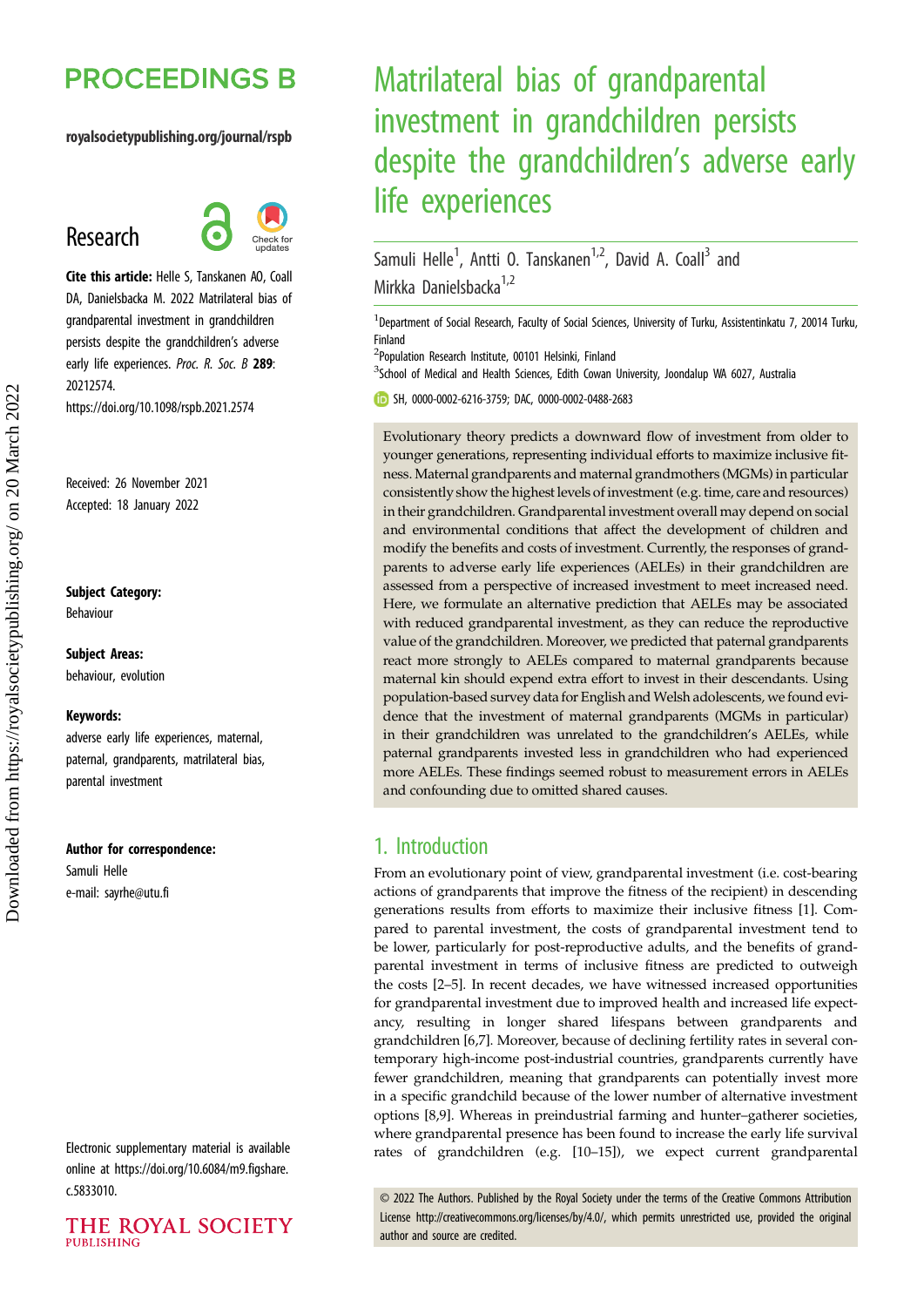# PROCEEDINGS B

royalsocietypublishing.org/journal/rspb

## Research

**Cite this article:** Helle S, Tanskanen AO, Coall DA, Danielsbacka M. 2022 Matrilateral bias of grandparental investment in grandchildren persists despite the grandchildren's adverse early life experiences. *Proc. R. Soc. B* **289**: 20212574.
https://doi.org/10.1098/rspb.2021.2574

Received: 26 November 2021
Accepted: 18 January 2022

**Subject Category:**
Behaviour

**Subject Areas:**
behaviour, evolution

**Keywords:**
adverse early life experiences, maternal, paternal, grandparents, matrilateral bias, parental investment

**Author for correspondence:**
Samuli Helle
e-mail: sayrhe@utu.fi

Electronic supplementary material is available online at https://doi.org/10.6084/m9.figshare.c.5833010.

# Matrilateral bias of grandparental investment in grandchildren persists despite the grandchildren's adverse early life experiences

Samuli Helle[1], Antti O. Tanskanen[1,2], David A. Coall[3] and Mirkka Danielsbacka[1,2]

[1]Department of Social Research, Faculty of Social Sciences, University of Turku, Assistentinkatu 7, 20014 Turku, Finland
[2]Population Research Institute, 00101 Helsinki, Finland
[3]School of Medical and Health Sciences, Edith Cowan University, Joondalup WA 6027, Australia

SH, 0000-0002-6216-3759; DAC, 0000-0002-0488-2683

Evolutionary theory predicts a downward flow of investment from older to younger generations, representing individual efforts to maximize inclusive fitness. Maternal grandparents and maternal grandmothers (MGMs) in particular consistently show the highest levels of investment (e.g. time, care and resources) in their grandchildren. Grandparental investment overall may depend on social and environmental conditions that affect the development of children and modify the benefits and costs of investment. Currently, the responses of grandparents to adverse early life experiences (AELEs) in their grandchildren are assessed from a perspective of increased investment to meet increased need. Here, we formulate an alternative prediction that AELEs may be associated with reduced grandparental investment, as they can reduce the reproductive value of the grandchildren. Moreover, we predicted that paternal grandparents react more strongly to AELEs compared to maternal grandparents because maternal kin should expend extra effort to invest in their descendants. Using population-based survey data for English and Welsh adolescents, we found evidence that the investment of maternal grandparents (MGMs in particular) in their grandchildren was unrelated to the grandchildren's AELEs, while paternal grandparents invested less in grandchildren who had experienced more AELEs. These findings seemed robust to measurement errors in AELEs and confounding due to omitted shared causes.

## 1. Introduction

From an evolutionary point of view, grandparental investment (i.e. cost-bearing actions of grandparents that improve the fitness of the recipient) in descending generations results from efforts to maximize their inclusive fitness [1]. Compared to parental investment, the costs of grandparental investment tend to be lower, particularly for post-reproductive adults, and the benefits of grandparental investment in terms of inclusive fitness are predicted to outweigh the costs [2–5]. In recent decades, we have witnessed increased opportunities for grandparental investment due to improved health and increased life expectancy, resulting in longer shared lifespans between grandparents and grandchildren [6,7]. Moreover, because of declining fertility rates in several contemporary high-income post-industrial countries, grandparents currently have fewer grandchildren, meaning that grandparents can potentially invest more in a specific grandchild because of the lower number of alternative investment options [8,9]. Whereas in preindustrial farming and hunter–gatherer societies, where grandparental presence has been found to increase the early life survival rates of grandchildren (e.g. [10–15]), we expect current grandparental

© 2022 The Authors. Published by the Royal Society under the terms of the Creative Commons Attribution License http://creativecommons.org/licenses/by/4.0/, which permits unrestricted use, provided the original author and source are credited.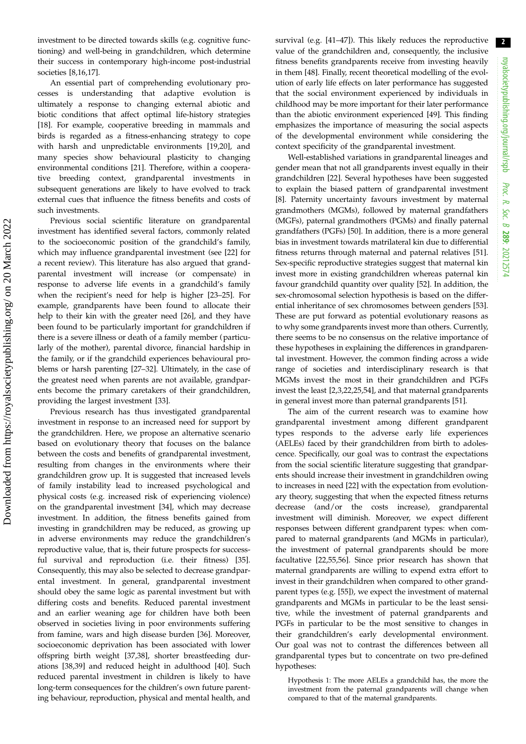investment to be directed towards skills (e.g. cognitive functioning) and well-being in grandchildren, which determine their success in contemporary high-income post-industrial societies [8,16,17].

An essential part of comprehending evolutionary processes is understanding that adaptive evolution is ultimately a response to changing external abiotic and biotic conditions that affect optimal life-history strategies [18]. For example, cooperative breeding in mammals and birds is regarded as a fitness-enhancing strategy to cope with harsh and unpredictable environments [19,20], and many species show behavioural plasticity to changing environmental conditions [21]. Therefore, within a cooperative breeding context, grandparental investments in subsequent generations are likely to have evolved to track external cues that influence the fitness benefits and costs of such investments.

Previous social scientific literature on grandparental investment has identified several factors, commonly related to the socioeconomic position of the grandchild's family, which may influence grandparental investment (see [22] for a recent review). This literature has also argued that grandparental investment will increase (or compensate) in response to adverse life events in a grandchild's family when the recipient's need for help is higher [23–25]. For example, grandparents have been found to allocate their help to their kin with the greater need [26], and they have been found to be particularly important for grandchildren if there is a severe illness or death of a family member (particularly of the mother), parental divorce, financial hardship in the family, or if the grandchild experiences behavioural problems or harsh parenting [27–32]. Ultimately, in the case of the greatest need when parents are not available, grandparents become the primary caretakers of their grandchildren, providing the largest investment [33].

Previous research has thus investigated grandparental investment in response to an increased need for support by the grandchildren. Here, we propose an alternative scenario based on evolutionary theory that focuses on the balance between the costs and benefits of grandparental investment, resulting from changes in the environments where their grandchildren grow up. It is suggested that increased levels of family instability lead to increased psychological and physical costs (e.g. increased risk of experiencing violence) on the grandparental investment [34], which may decrease investment. In addition, the fitness benefits gained from investing in grandchildren may be reduced, as growing up in adverse environments may reduce the grandchildren's reproductive value, that is, their future prospects for successful survival and reproduction (i.e. their fitness) [35]. Consequently, this may also be selected to decrease grandparental investment. In general, grandparental investment should obey the same logic as parental investment but with differing costs and benefits. Reduced parental investment and an earlier weaning age for children have both been observed in societies living in poor environments suffering from famine, wars and high disease burden [36]. Moreover, socioeconomic deprivation has been associated with lower offspring birth weight [37,38], shorter breastfeeding durations [38,39] and reduced height in adulthood [40]. Such reduced parental investment in children is likely to have long-term consequences for the children's own future parenting behaviour, reproduction, physical and mental health, and survival (e.g. [41–47]). This likely reduces the reproductive value of the grandchildren and, consequently, the inclusive fitness benefits grandparents receive from investing heavily in them [48]. Finally, recent theoretical modelling of the evolution of early life effects on later performance has suggested that the social environment experienced by individuals in childhood may be more important for their later performance than the abiotic environment experienced [49]. This finding emphasizes the importance of measuring the social aspects of the developmental environment while considering the context specificity of the grandparental investment.

Well-established variations in grandparental lineages and gender mean that not all grandparents invest equally in their grandchildren [22]. Several hypotheses have been suggested to explain the biased pattern of grandparental investment [8]. Paternity uncertainty favours investment by maternal grandmothers (MGMs), followed by maternal grandfathers (MGFs), paternal grandmothers (PGMs) and finally paternal grandfathers (PGFs) [50]. In addition, there is a more general bias in investment towards matrilateral kin due to differential fitness returns through maternal and paternal relatives [51]. Sex-specific reproductive strategies suggest that maternal kin invest more in existing grandchildren whereas paternal kin favour grandchild quantity over quality [52]. In addition, the sex-chromosomal selection hypothesis is based on the differential inheritance of sex chromosomes between genders [53]. These are put forward as potential evolutionary reasons as to why some grandparents invest more than others. Currently, there seems to be no consensus on the relative importance of these hypotheses in explaining the differences in grandparental investment. However, the common finding across a wide range of societies and interdisciplinary research is that MGMs invest the most in their grandchildren and PGFs invest the least [2,3,22,25,54], and that maternal grandparents in general invest more than paternal grandparents [51].

The aim of the current research was to examine how grandparental investment among different grandparent types responds to the adverse early life experiences (AELEs) faced by their grandchildren from birth to adolescence. Specifically, our goal was to contrast the expectations from the social scientific literature suggesting that grandparents should increase their investment in grandchildren owing to increases in need [22] with the expectation from evolutionary theory, suggesting that when the expected fitness returns decrease (and/or the costs increase), grandparental investment will diminish. Moreover, we expect different responses between different grandparent types: when compared to maternal grandparents (and MGMs in particular), the investment of paternal grandparents should be more facultative [22,55,56]. Since prior research has shown that maternal grandparents are willing to expend extra effort to invest in their grandchildren when compared to other grandparent types (e.g. [55]), we expect the investment of maternal grandparents and MGMs in particular to be the least sensitive, while the investment of paternal grandparents and PGFs in particular to be the most sensitive to changes in their grandchildren's early developmental environment. Our goal was not to contrast the differences between all grandparental types but to concentrate on two pre-defined hypotheses:

> Hypothesis 1: The more AELEs a grandchild has, the more the investment from the paternal grandparents will change when compared to that of the maternal grandparents.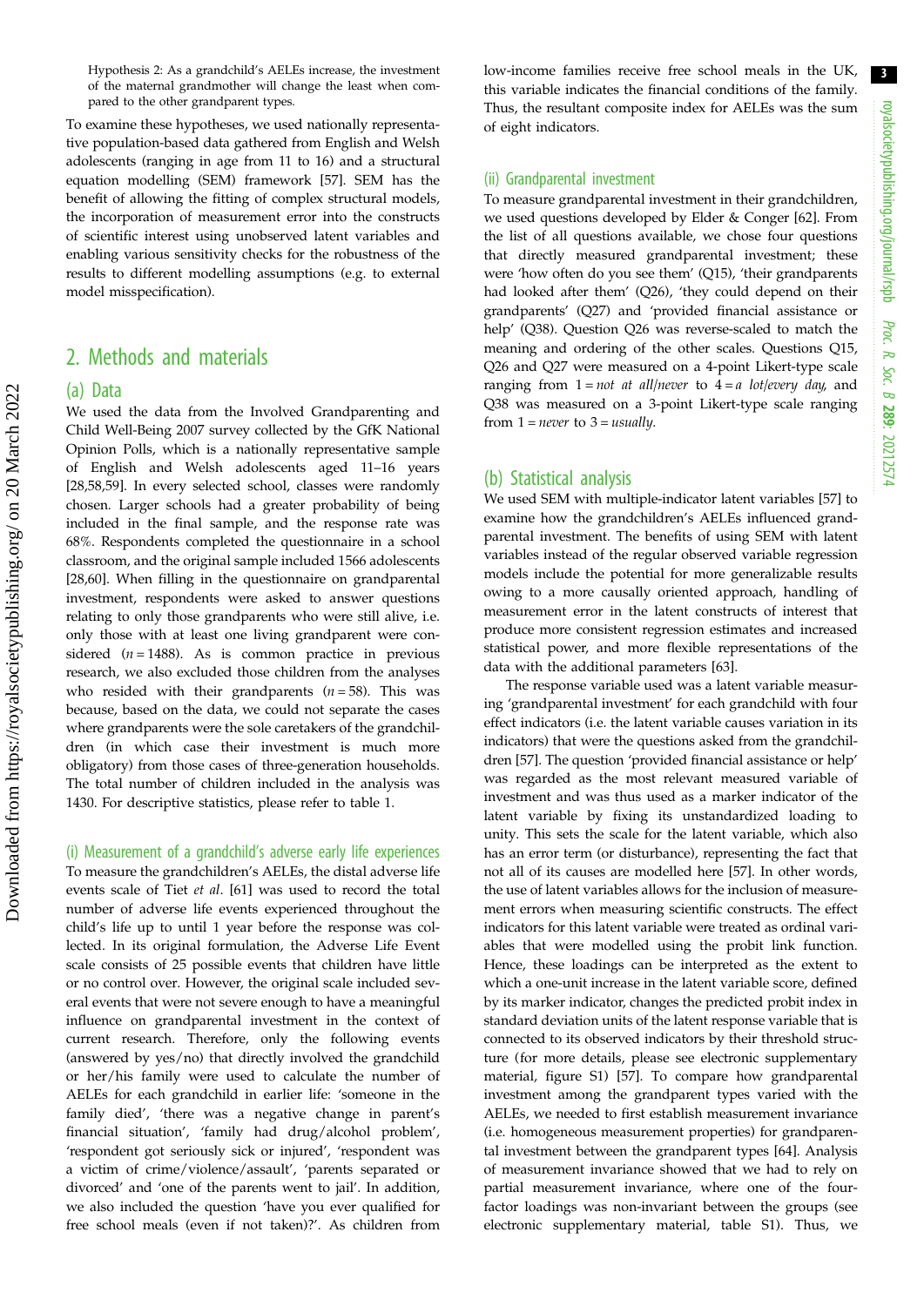Hypothesis 2: As a grandchild's AELEs increase, the investment of the maternal grandmother will change the least when compared to the other grandparent types.

To examine these hypotheses, we used nationally representative population-based data gathered from English and Welsh adolescents (ranging in age from 11 to 16) and a structural equation modelling (SEM) framework [57]. SEM has the benefit of allowing the fitting of complex structural models, the incorporation of measurement error into the constructs of scientific interest using unobserved latent variables and enabling various sensitivity checks for the robustness of the results to different modelling assumptions (e.g. to external model misspecification).

## 2. Methods and materials

### (a) Data

We used the data from the Involved Grandparenting and Child Well-Being 2007 survey collected by the GfK National Opinion Polls, which is a nationally representative sample of English and Welsh adolescents aged 11–16 years [28,58,59]. In every selected school, classes were randomly chosen. Larger schools had a greater probability of being included in the final sample, and the response rate was 68%. Respondents completed the questionnaire in a school classroom, and the original sample included 1566 adolescents [28,60]. When filling in the questionnaire on grandparental investment, respondents were asked to answer questions relating to only those grandparents who were still alive, i.e. only those with at least one living grandparent were considered ($n = 1488$). As is common practice in previous research, we also excluded those children from the analyses who resided with their grandparents ($n = 58$). This was because, based on the data, we could not separate the cases where grandparents were the sole caretakers of the grandchildren (in which case their investment is much more obligatory) from those cases of three-generation households. The total number of children included in the analysis was 1430. For descriptive statistics, please refer to table 1.

#### (i) Measurement of a grandchild's adverse early life experiences

To measure the grandchildren's AELEs, the distal adverse life events scale of Tiet *et al.* [61] was used to record the total number of adverse life events experienced throughout the child's life up to until 1 year before the response was collected. In its original formulation, the Adverse Life Event scale consists of 25 possible events that children have little or no control over. However, the original scale included several events that were not severe enough to have a meaningful influence on grandparental investment in the context of current research. Therefore, only the following events (answered by yes/no) that directly involved the grandchild or her/his family were used to calculate the number of AELEs for each grandchild in earlier life: 'someone in the family died', 'there was a negative change in parent's financial situation', 'family had drug/alcohol problem', 'respondent got seriously sick or injured', 'respondent was a victim of crime/violence/assault', 'parents separated or divorced' and 'one of the parents went to jail'. In addition, we also included the question 'have you ever qualified for free school meals (even if not taken)?'. As children from low-income families receive free school meals in the UK, this variable indicates the financial conditions of the family. Thus, the resultant composite index for AELEs was the sum of eight indicators.

#### (ii) Grandparental investment

To measure grandparental investment in their grandchildren, we used questions developed by Elder & Conger [62]. From the list of all questions available, we chose four questions that directly measured grandparental investment; these were 'how often do you see them' (Q15), 'their grandparents had looked after them' (Q26), 'they could depend on their grandparents' (Q27) and 'provided financial assistance or help' (Q38). Question Q26 was reverse-scaled to match the meaning and ordering of the other scales. Questions Q15, Q26 and Q27 were measured on a 4-point Likert-type scale ranging from 1 = *not at all/never* to 4 = *a lot/every day*, and Q38 was measured on a 3-point Likert-type scale ranging from 1 = *never* to 3 = *usually*.

### (b) Statistical analysis

We used SEM with multiple-indicator latent variables [57] to examine how the grandchildren's AELEs influenced grandparental investment. The benefits of using SEM with latent variables instead of the regular observed variable regression models include the potential for more generalizable results owing to a more causally oriented approach, handling of measurement error in the latent constructs of interest that produce more consistent regression estimates and increased statistical power, and more flexible representations of the data with the additional parameters [63].

The response variable used was a latent variable measuring 'grandparental investment' for each grandchild with four effect indicators (i.e. the latent variable causes variation in its indicators) that were the questions asked from the grandchildren [57]. The question 'provided financial assistance or help' was regarded as the most relevant measured variable of investment and was thus used as a marker indicator of the latent variable by fixing its unstandardized loading to unity. This sets the scale for the latent variable, which also has an error term (or disturbance), representing the fact that not all of its causes are modelled here [57]. In other words, the use of latent variables allows for the inclusion of measurement errors when measuring scientific constructs. The effect indicators for this latent variable were treated as ordinal variables that were modelled using the probit link function. Hence, these loadings can be interpreted as the extent to which a one-unit increase in the latent variable score, defined by its marker indicator, changes the predicted probit index in standard deviation units of the latent response variable that is connected to its observed indicators by their threshold structure (for more details, please see electronic supplementary material, figure S1) [57]. To compare how grandparental investment among the grandparent types varied with the AELEs, we needed to first establish measurement invariance (i.e. homogeneous measurement properties) for grandparental investment between the grandparent types [64]. Analysis of measurement invariance showed that we had to rely on partial measurement invariance, where one of the four-factor loadings was non-invariant between the groups (see electronic supplementary material, table S1). Thus, we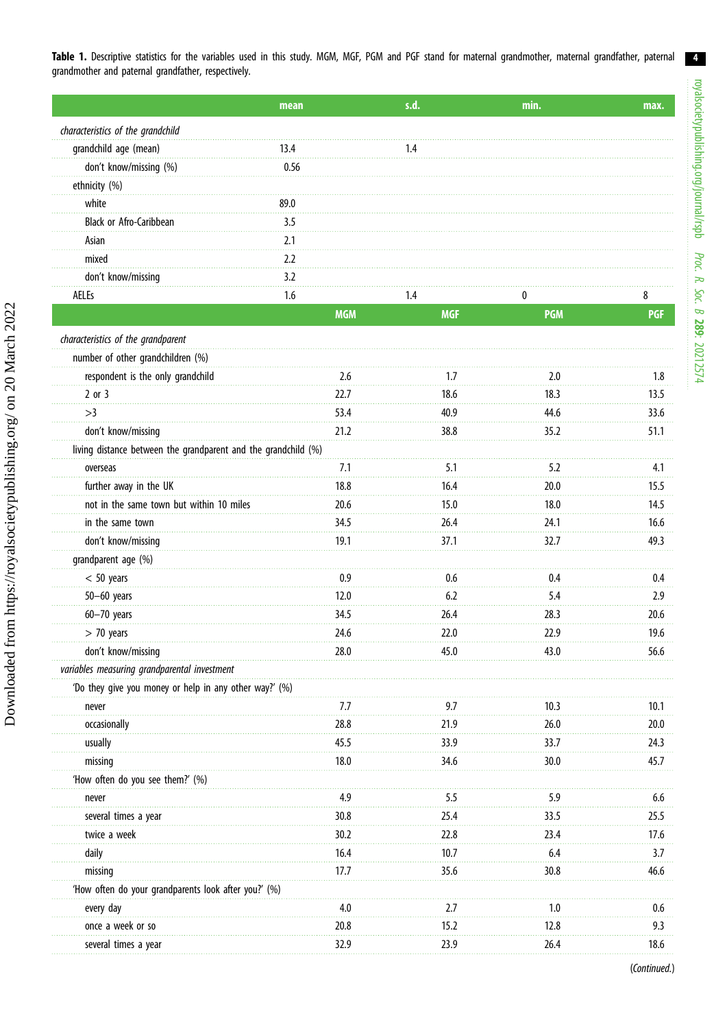**Table 1.** Descriptive statistics for the variables used in this study. MGM, MGF, PGM and PGF stand for maternal grandmother, maternal grandfather, paternal grandmother and paternal grandfather, respectively.

| | mean | s.d. | min. | max. |
|---|---|---|---|---|
| *characteristics of the grandchild* | | | | |
| grandchild age (mean) | 13.4 | 1.4 | | |
| don't know/missing (%) | 0.56 | | | |
| ethnicity (%) | | | | |
| white | 89.0 | | | |
| Black or Afro-Caribbean | 3.5 | | | |
| Asian | 2.1 | | | |
| mixed | 2.2 | | | |
| don't know/missing | 3.2 | | | |
| AELEs | 1.6 | 1.4 | 0 | 8 |
| | **MGM** | **MGF** | **PGM** | **PGF** |
| *characteristics of the grandparent* | | | | |
| number of other grandchildren (%) | | | | |
| respondent is the only grandchild | 2.6 | 1.7 | 2.0 | 1.8 |
| 2 or 3 | 22.7 | 18.6 | 18.3 | 13.5 |
| >3 | 53.4 | 40.9 | 44.6 | 33.6 |
| don't know/missing | 21.2 | 38.8 | 35.2 | 51.1 |
| living distance between the grandparent and the grandchild (%) | | | | |
| overseas | 7.1 | 5.1 | 5.2 | 4.1 |
| further away in the UK | 18.8 | 16.4 | 20.0 | 15.5 |
| not in the same town but within 10 miles | 20.6 | 15.0 | 18.0 | 14.5 |
| in the same town | 34.5 | 26.4 | 24.1 | 16.6 |
| don't know/missing | 19.1 | 37.1 | 32.7 | 49.3 |
| grandparent age (%) | | | | |
| < 50 years | 0.9 | 0.6 | 0.4 | 0.4 |
| 50–60 years | 12.0 | 6.2 | 5.4 | 2.9 |
| 60–70 years | 34.5 | 26.4 | 28.3 | 20.6 |
| > 70 years | 24.6 | 22.0 | 22.9 | 19.6 |
| don't know/missing | 28.0 | 45.0 | 43.0 | 56.6 |
| *variables measuring grandparental investment* | | | | |
| 'Do they give you money or help in any other way?' (%) | | | | |
| never | 7.7 | 9.7 | 10.3 | 10.1 |
| occasionally | 28.8 | 21.9 | 26.0 | 20.0 |
| usually | 45.5 | 33.9 | 33.7 | 24.3 |
| missing | 18.0 | 34.6 | 30.0 | 45.7 |
| 'How often do you see them?' (%) | | | | |
| never | 4.9 | 5.5 | 5.9 | 6.6 |
| several times a year | 30.8 | 25.4 | 33.5 | 25.5 |
| twice a week | 30.2 | 22.8 | 23.4 | 17.6 |
| daily | 16.4 | 10.7 | 6.4 | 3.7 |
| missing | 17.7 | 35.6 | 30.8 | 46.6 |
| 'How often do your grandparents look after you?' (%) | | | | |
| every day | 4.0 | 2.7 | 1.0 | 0.6 |
| once a week or so | 20.8 | 15.2 | 12.8 | 9.3 |
| several times a year | 32.9 | 23.9 | 26.4 | 18.6 |

(*Continued.*)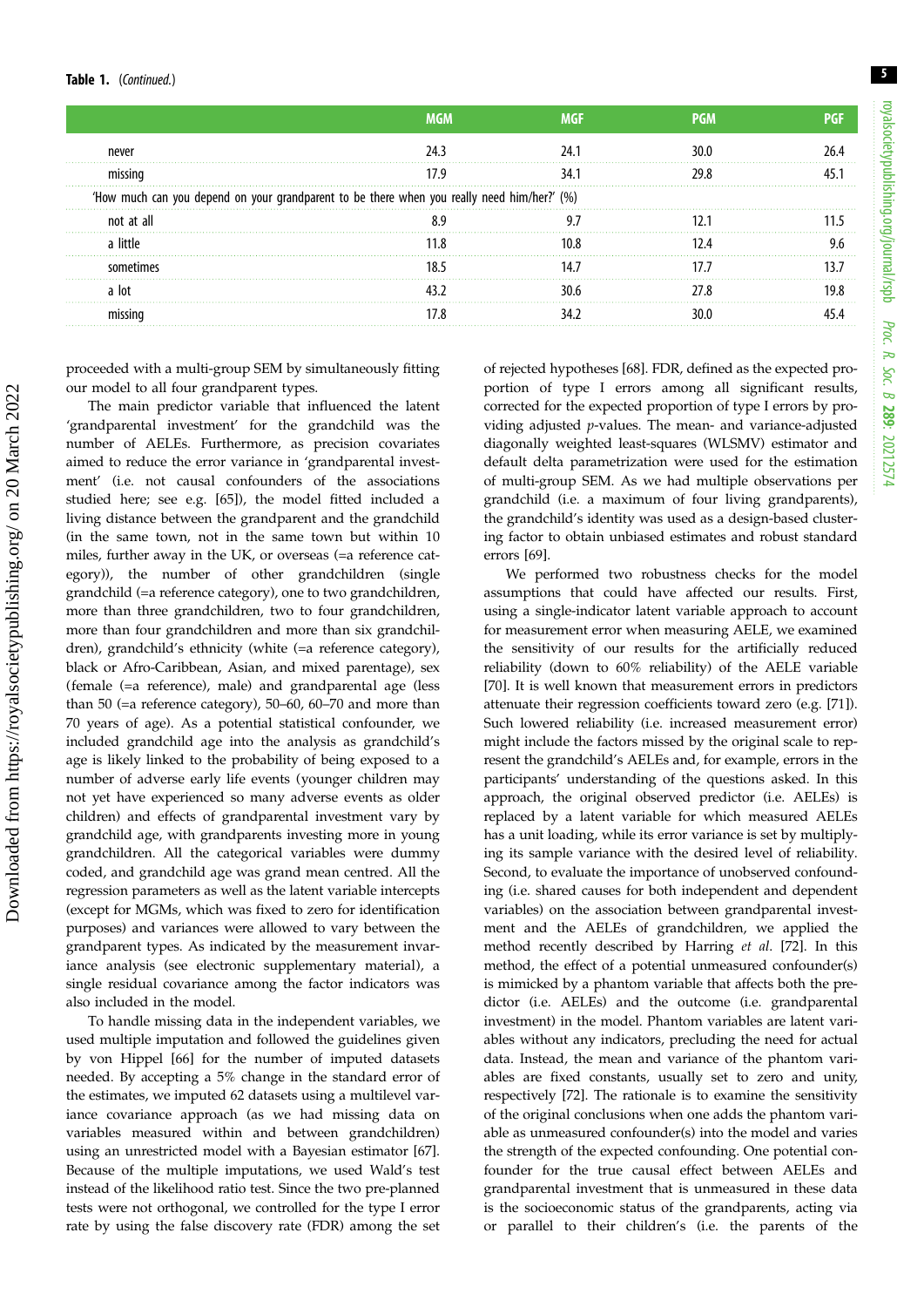**Table 1.** (*Continued.*)

| | MGM | MGF | PGM | PGF |
|---|---|---|---|---|
| never | 24.3 | 24.1 | 30.0 | 26.4 |
| missing | 17.9 | 34.1 | 29.8 | 45.1 |
| 'How much can you depend on your grandparent to be there when you really need him/her?' (%) | | | | |
| not at all | 8.9 | 9.7 | 12.1 | 11.5 |
| a little | 11.8 | 10.8 | 12.4 | 9.6 |
| sometimes | 18.5 | 14.7 | 17.7 | 13.7 |
| a lot | 43.2 | 30.6 | 27.8 | 19.8 |
| missing | 17.8 | 34.2 | 30.0 | 45.4 |

proceeded with a multi-group SEM by simultaneously fitting our model to all four grandparent types.

The main predictor variable that influenced the latent 'grandparental investment' for the grandchild was the number of AELEs. Furthermore, as precision covariates aimed to reduce the error variance in 'grandparental investment' (i.e. not causal confounders of the associations studied here; see e.g. [65]), the model fitted included a living distance between the grandparent and the grandchild (in the same town, not in the same town but within 10 miles, further away in the UK, or overseas (=a reference category)), the number of other grandchildren (single grandchild (=a reference category), one to two grandchildren, more than three grandchildren, two to four grandchildren, more than four grandchildren and more than six grandchildren), grandchild's ethnicity (white (=a reference category), black or Afro-Caribbean, Asian, and mixed parentage), sex (female (=a reference), male) and grandparental age (less than 50 (=a reference category), 50–60, 60–70 and more than 70 years of age). As a potential statistical confounder, we included grandchild age into the analysis as grandchild's age is likely linked to the probability of being exposed to a number of adverse early life events (younger children may not yet have experienced so many adverse events as older children) and effects of grandparental investment vary by grandchild age, with grandparents investing more in young grandchildren. All the categorical variables were dummy coded, and grandchild age was grand mean centred. All the regression parameters as well as the latent variable intercepts (except for MGMs, which was fixed to zero for identification purposes) and variances were allowed to vary between the grandparent types. As indicated by the measurement invariance analysis (see electronic supplementary material), a single residual covariance among the factor indicators was also included in the model.

To handle missing data in the independent variables, we used multiple imputation and followed the guidelines given by von Hippel [66] for the number of imputed datasets needed. By accepting a 5% change in the standard error of the estimates, we imputed 62 datasets using a multilevel variance covariance approach (as we had missing data on variables measured within and between grandchildren) using an unrestricted model with a Bayesian estimator [67]. Because of the multiple imputations, we used Wald's test instead of the likelihood ratio test. Since the two pre-planned tests were not orthogonal, we controlled for the type I error rate by using the false discovery rate (FDR) among the set of rejected hypotheses [68]. FDR, defined as the expected proportion of type I errors among all significant results, corrected for the expected proportion of type I errors by providing adjusted $p$-values. The mean- and variance-adjusted diagonally weighted least-squares (WLSMV) estimator and default delta parametrization were used for the estimation of multi-group SEM. As we had multiple observations per grandchild (i.e. a maximum of four living grandparents), the grandchild's identity was used as a design-based clustering factor to obtain unbiased estimates and robust standard errors [69].

We performed two robustness checks for the model assumptions that could have affected our results. First, using a single-indicator latent variable approach to account for measurement error when measuring AELE, we examined the sensitivity of our results for the artificially reduced reliability (down to 60% reliability) of the AELE variable [70]. It is well known that measurement errors in predictors attenuate their regression coefficients toward zero (e.g. [71]). Such lowered reliability (i.e. increased measurement error) might include the factors missed by the original scale to represent the grandchild's AELEs and, for example, errors in the participants' understanding of the questions asked. In this approach, the original observed predictor (i.e. AELEs) is replaced by a latent variable for which measured AELEs has a unit loading, while its error variance is set by multiplying its sample variance with the desired level of reliability. Second, to evaluate the importance of unobserved confounding (i.e. shared causes for both independent and dependent variables) on the association between grandparental investment and the AELEs of grandchildren, we applied the method recently described by Harring *et al*. [72]. In this method, the effect of a potential unmeasured confounder(s) is mimicked by a phantom variable that affects both the predictor (i.e. AELEs) and the outcome (i.e. grandparental investment) in the model. Phantom variables are latent variables without any indicators, precluding the need for actual data. Instead, the mean and variance of the phantom variables are fixed constants, usually set to zero and unity, respectively [72]. The rationale is to examine the sensitivity of the original conclusions when one adds the phantom variable as unmeasured confounder(s) into the model and varies the strength of the expected confounding. One potential confounder for the true causal effect between AELEs and grandparental investment that is unmeasured in these data is the socioeconomic status of the grandparents, acting via or parallel to their children's (i.e. the parents of the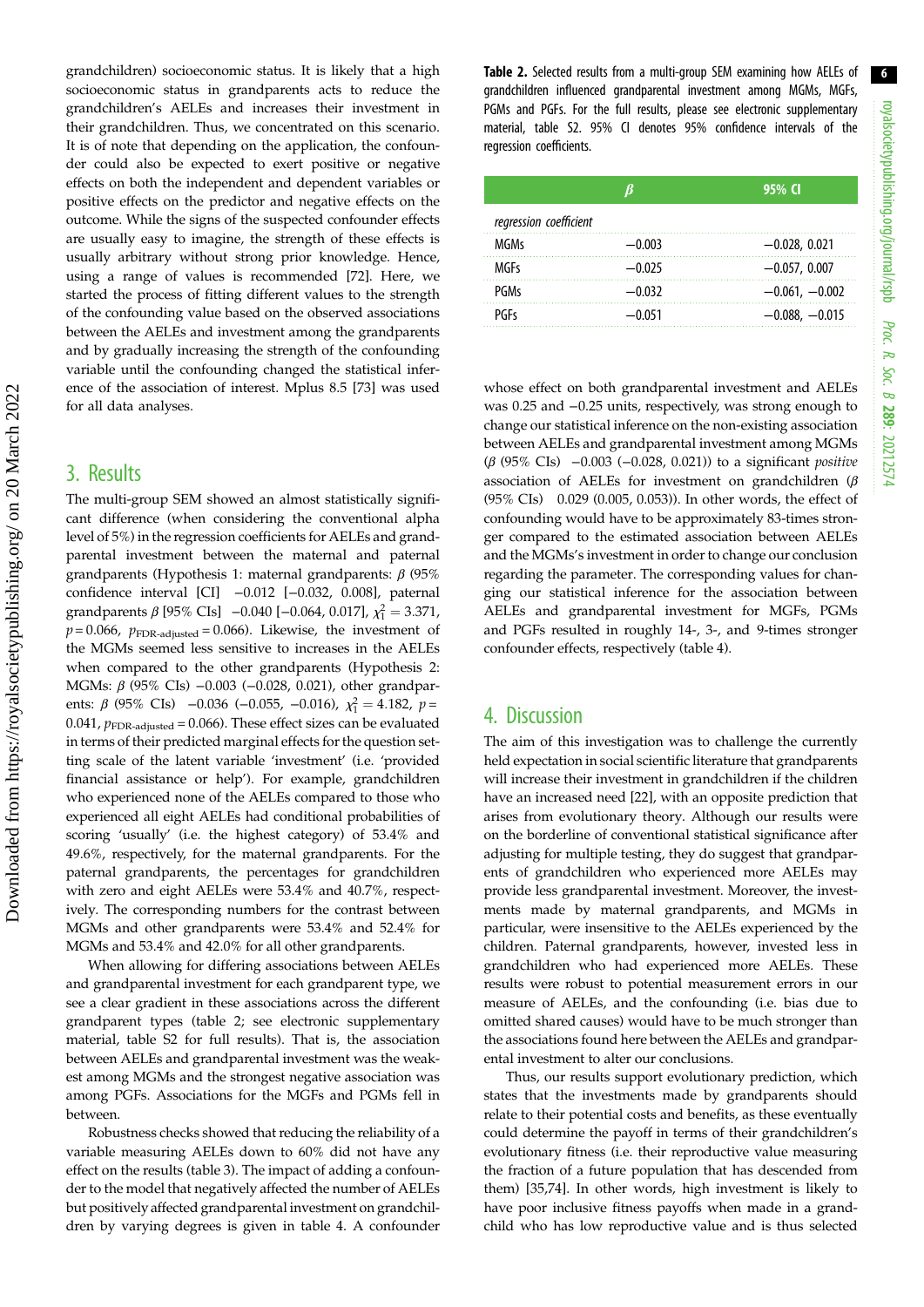grandchildren) socioeconomic status. It is likely that a high socioeconomic status in grandparents acts to reduce the grandchildren's AELEs and increases their investment in their grandchildren. Thus, we concentrated on this scenario. It is of note that depending on the application, the confounder could also be expected to exert positive or negative effects on both the independent and dependent variables or positive effects on the predictor and negative effects on the outcome. While the signs of the suspected confounder effects are usually easy to imagine, the strength of these effects is usually arbitrary without strong prior knowledge. Hence, using a range of values is recommended [72]. Here, we started the process of fitting different values to the strength of the confounding value based on the observed associations between the AELEs and investment among the grandparents and by gradually increasing the strength of the confounding variable until the confounding changed the statistical inference of the association of interest. Mplus 8.5 [73] was used for all data analyses.

## 3. Results

The multi-group SEM showed an almost statistically significant difference (when considering the conventional alpha level of 5%) in the regression coefficients for AELEs and grandparental investment between the maternal and paternal grandparents (Hypothesis 1: maternal grandparents: $\beta$ (95% confidence interval [CI] −0.012 [−0.032, 0.008], paternal grandparents $\beta$ [95% CIs] −0.040 [−0.064, 0.017], $\chi^2_1 = 3.371$, $p = 0.066$, $p_{\text{FDR-adjusted}} = 0.066$). Likewise, the investment of the MGMs seemed less sensitive to increases in the AELEs when compared to the other grandparents (Hypothesis 2: MGMs: $\beta$ (95% CIs) −0.003 (−0.028, 0.021), other grandparents: $\beta$ (95% CIs) −0.036 (−0.055, −0.016), $\chi^2_1 = 4.182$, $p = 0.041$, $p_{\text{FDR-adjusted}} = 0.066$). These effect sizes can be evaluated in terms of their predicted marginal effects for the question setting scale of the latent variable 'investment' (i.e. 'provided financial assistance or help'). For example, grandchildren who experienced none of the AELEs compared to those who experienced all eight AELEs had conditional probabilities of scoring 'usually' (i.e. the highest category) of 53.4% and 49.6%, respectively, for the maternal grandparents. For the paternal grandparents, the percentages for grandchildren with zero and eight AELEs were 53.4% and 40.7%, respectively. The corresponding numbers for the contrast between MGMs and other grandparents were 53.4% and 52.4% for MGMs and 53.4% and 42.0% for all other grandparents.

When allowing for differing associations between AELEs and grandparental investment for each grandparent type, we see a clear gradient in these associations across the different grandparent types (table 2; see electronic supplementary material, table S2 for full results). That is, the association between AELEs and grandparental investment was the weakest among MGMs and the strongest negative association was among PGFs. Associations for the MGFs and PGMs fell in between.

Robustness checks showed that reducing the reliability of a variable measuring AELEs down to 60% did not have any effect on the results (table 3). The impact of adding a confounder to the model that negatively affected the number of AELEs but positively affected grandparental investment on grandchildren by varying degrees is given in table 4. A confounder whose effect on both grandparental investment and AELEs was 0.25 and −0.25 units, respectively, was strong enough to change our statistical inference on the non-existing association between AELEs and grandparental investment among MGMs ($\beta$ (95% CIs) −0.003 (−0.028, 0.021)) to a significant *positive* association of AELEs for investment on grandchildren ($\beta$ (95% CIs) 0.029 (0.005, 0.053)). In other words, the effect of confounding would have to be approximately 83-times stronger compared to the estimated association between AELEs and the MGMs's investment in order to change our conclusion regarding the parameter. The corresponding values for changing our statistical inference for the association between AELEs and grandparental investment for MGFs, PGMs and PGFs resulted in roughly 14-, 3-, and 9-times stronger confounder effects, respectively (table 4).

**Table 2.** Selected results from a multi-group SEM examining how AELEs of grandchildren influenced grandparental investment among MGMs, MGFs, PGMs and PGFs. For the full results, please see electronic supplementary material, table S2. 95% CI denotes 95% confidence intervals of the regression coefficients.

| | $\beta$ | 95% CI |
|---|---|---|
| *regression coefficient* | | |
| MGMs | −0.003 | −0.028, 0.021 |
| MGFs | −0.025 | −0.057, 0.007 |
| PGMs | −0.032 | −0.061, −0.002 |
| PGFs | −0.051 | −0.088, −0.015 |

## 4. Discussion

The aim of this investigation was to challenge the currently held expectation in social scientific literature that grandparents will increase their investment in grandchildren if the children have an increased need [22], with an opposite prediction that arises from evolutionary theory. Although our results were on the borderline of conventional statistical significance after adjusting for multiple testing, they do suggest that grandparents of grandchildren who experienced more AELEs may provide less grandparental investment. Moreover, the investments made by maternal grandparents, and MGMs in particular, were insensitive to the AELEs experienced by the children. Paternal grandparents, however, invested less in grandchildren who had experienced more AELEs. These results were robust to potential measurement errors in our measure of AELEs, and the confounding (i.e. bias due to omitted shared causes) would have to be much stronger than the associations found here between the AELEs and grandparental investment to alter our conclusions.

Thus, our results support evolutionary prediction, which states that the investments made by grandparents should relate to their potential costs and benefits, as these eventually could determine the payoff in terms of their grandchildren's evolutionary fitness (i.e. their reproductive value measuring the fraction of a future population that has descended from them) [35,74]. In other words, high investment is likely to have poor inclusive fitness payoffs when made in a grandchild who has low reproductive value and is thus selected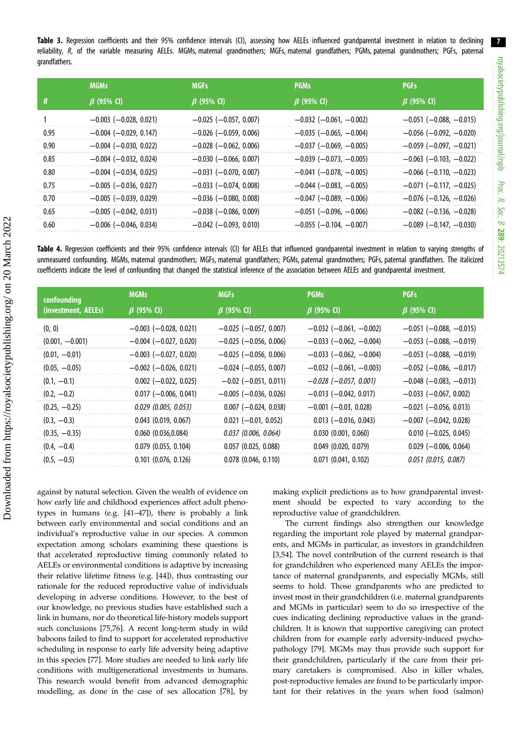**Table 3.** Regression coefficients and their 95% confidence intervals (CI), assessing how AELEs influenced grandparental investment in relation to declining reliability, *R*, of the variable measuring AELEs. MGMs, maternal grandmothers; MGFs, maternal grandfathers; PGMs, paternal grandmothers; PGFs, paternal grandfathers.

| *R* | MGMs β (95% CI) | MGFs β (95% CI) | PGMs β (95% CI) | PGFs β (95% CI) |
|---|---|---|---|---|
| 1 | −0.003 (−0.028, 0.021) | −0.025 (−0.057, 0.007) | −0.032 (−0.061, −0.002) | −0.051 (−0.088, −0.015) |
| 0.95 | −0.004 (−0.029, 0.147) | −0.026 (−0.059, 0.006) | −0.035 (−0.065, −0.004) | −0.056 (−0.092, −0.020) |
| 0.90 | −0.004 (−0.030, 0.022) | −0.028 (−0.062, 0.006) | −0.037 (−0.069, −0.005) | −0.059 (−0.097, −0.021) |
| 0.85 | −0.004 (−0.032, 0.024) | −0.030 (−0.066, 0.007) | −0.039 (−0.073, −0.005) | −0.063 (−0.103, −0.022) |
| 0.80 | −0.004 (−0.034, 0.025) | −0.031 (−0.070, 0.007) | −0.041 (−0.078, −0.005) | −0.066 (−0.110, −0.023) |
| 0.75 | −0.005 (−0.036, 0.027) | −0.033 (−0.074, 0.008) | −0.044 (−0.083, −0.005) | −0.071 (−0.117, −0.025) |
| 0.70 | −0.005 (−0.039, 0.029) | −0.036 (−0.080, 0.008) | −0.047 (−0.089, −0.006) | −0.076 (−0.126, −0.026) |
| 0.65 | −0.005 (−0.042, 0.031) | −0.038 (−0.086, 0.009) | −0.051 (−0.096, −0.006) | −0.082 (−0.136, −0.028) |
| 0.60 | −0.006 (−0.046, 0.034) | −0.042 (−0.093, 0.010) | −0.055 (−0.104, −0.007) | −0.089 (−0.147, −0.030) |

**Table 4.** Regression coefficients and their 95% confidence intervals (CI) for AELEs that influenced grandparental investment in relation to varying strengths of unmeasured confounding. MGMs, maternal grandmothers; MGFs, maternal grandfathers; PGMs, paternal grandmothers; PGFs, paternal grandfathers. The italicized coefficients indicate the level of confounding that changed the statistical inference of the association between AELEs and grandparental investment.

| confounding (investment, AELEs) | MGMs β (95% CI) | MGFs β (95% CI) | PGMs β (95% CI) | PGFs β (95% CI) |
|---|---|---|---|---|
| (0, 0) | −0.003 (−0.028, 0.021) | −0.025 (−0.057, 0.007) | −0.032 (−0.061, −0.002) | −0.051 (−0.088, −0.015) |
| (0.001, −0.001) | −0.004 (−0.027, 0.020) | −0.025 (−0.056, 0.006) | −0.033 (−0.062, −0.004) | −0.053 (−0.088, −0.019) |
| (0.01, −0.01) | −0.003 (−0.027, 0.020) | −0.025 (−0.056, 0.006) | −0.033 (−0.062, −0.004) | −0.053 (−0.088, −0.019) |
| (0.05, −0.05) | −0.002 (−0.026, 0.021) | −0.024 (−0.055, 0.007) | −0.032 (−0.061, −0.003) | −0.052 (−0.086, −0.017) |
| (0.1, −0.1) | 0.002 (−0.022, 0.025) | −0.02 (−0.051, 0.011) | *−0.028 (−0.057, 0.001)* | −0.048 (−0.083, −0.013) |
| (0.2, −0.2) | 0.017 (−0.006, 0.041) | −0.005 (−0.036, 0.026) | −0.013 (−0.042, 0.017) | −0.033 (−0.067, 0.002) |
| (0.25, −0.25) | *0.029 (0.005, 0.053)* | 0.007 (−0.024, 0.038) | −0.001 (−0.03, 0.028) | −0.021 (−0.056, 0.013) |
| (0.3, −0.3) | 0.043 (0.019, 0.067) | 0.021 (−0.01, 0.052) | 0.013 (−0.016, 0.043) | −0.007 (−0.042, 0.028) |
| (0.35, −0.35) | 0.060 (0.036,0.084) | *0.037 (0.006, 0.064)* | 0.030 (0.001, 0.060) | 0.010 (−0.025, 0.045) |
| (0.4, −0.4) | 0.079 (0.055, 0.104) | 0.057 (0.025, 0.088) | 0.049 (0.020, 0.079) | 0.029 (−0.006, 0.064) |
| (0.5, −0.5) | 0.101 (0.076, 0.126) | 0.078 (0.046, 0.110) | 0.071 (0.041, 0.102) | *0.051 (0.015, 0.087)* |

against by natural selection. Given the wealth of evidence on how early life and childhood experiences affect adult phenotypes in humans (e.g. [41–47]), there is probably a link between early environmental and social conditions and an individual's reproductive value in our species. A common expectation among scholars examining these questions is that accelerated reproductive timing commonly related to AELEs or environmental conditions is adaptive by increasing their relative lifetime fitness (e.g. [44]), thus contrasting our rationale for the reduced reproductive value of individuals developing in adverse conditions. However, to the best of our knowledge, no previous studies have established such a link in humans, nor do theoretical life-history models support such conclusions [75,76]. A recent long-term study in wild baboons failed to find to support for accelerated reproductive scheduling in response to early life adversity being adaptive in this species [77]. More studies are needed to link early life conditions with multigenerational investments in humans. This research would benefit from advanced demographic modelling, as done in the case of sex allocation [78], by making explicit predictions as to how grandparental investment should be expected to vary according to the reproductive value of grandchildren.

The current findings also strengthen our knowledge regarding the important role played by maternal grandparents, and MGMs in particular, as investors in grandchildren [3,54]. The novel contribution of the current research is that for grandchildren who experienced many AELEs the importance of maternal grandparents, and especially MGMs, still seems to hold. Those grandparents who are predicted to invest most in their grandchildren (i.e. maternal grandparents and MGMs in particular) seem to do so irrespective of the cues indicating declining reproductive values in the grandchildren. It is known that supportive caregiving can protect children from for example early adversity-induced psychopathology [79]. MGMs may thus provide such support for their grandchildren, particularly if the care from their primary caretakers is compromised. Also in killer whales, post-reproductive females are found to be particularly important for their relatives in the years when food (salmon)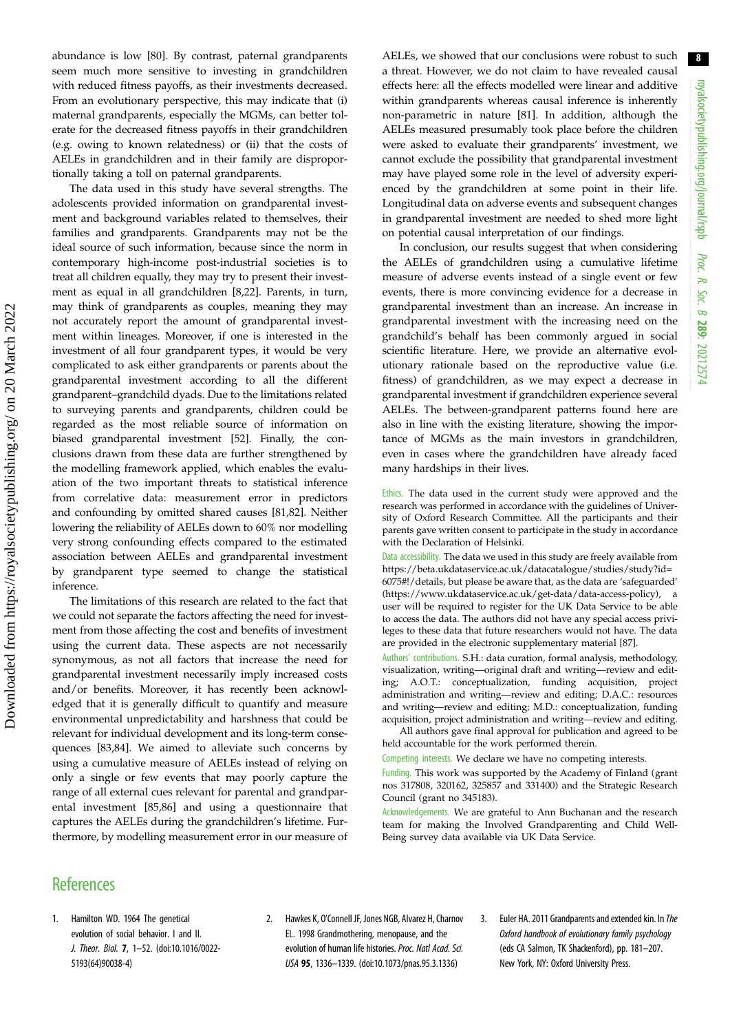abundance is low [80]. By contrast, paternal grandparents seem much more sensitive to investing in grandchildren with reduced fitness payoffs, as their investments decreased. From an evolutionary perspective, this may indicate that (i) maternal grandparents, especially the MGMs, can better tolerate for the decreased fitness payoffs in their grandchildren (e.g. owing to known relatedness) or (ii) that the costs of AELEs in grandchildren and in their family are disproportionally taking a toll on paternal grandparents.

The data used in this study have several strengths. The adolescents provided information on grandparental investment and background variables related to themselves, their families and grandparents. Grandparents may not be the ideal source of such information, because since the norm in contemporary high-income post-industrial societies is to treat all children equally, they may try to present their investment as equal in all grandchildren [8,22]. Parents, in turn, may think of grandparents as couples, meaning they may not accurately report the amount of grandparental investment within lineages. Moreover, if one is interested in the investment of all four grandparent types, it would be very complicated to ask either grandparents or parents about the grandparental investment according to all the different grandparent–grandchild dyads. Due to the limitations related to surveying parents and grandparents, children could be regarded as the most reliable source of information on biased grandparental investment [52]. Finally, the conclusions drawn from these data are further strengthened by the modelling framework applied, which enables the evaluation of the two important threats to statistical inference from correlative data: measurement error in predictors and confounding by omitted shared causes [81,82]. Neither lowering the reliability of AELEs down to 60% nor modelling very strong confounding effects compared to the estimated association between AELEs and grandparental investment by grandparent type seemed to change the statistical inference.

The limitations of this research are related to the fact that we could not separate the factors affecting the need for investment from those affecting the cost and benefits of investment using the current data. These aspects are not necessarily synonymous, as not all factors that increase the need for grandparental investment necessarily imply increased costs and/or benefits. Moreover, it has recently been acknowledged that it is generally difficult to quantify and measure environmental unpredictability and harshness that could be relevant for individual development and its long-term consequences [83,84]. We aimed to alleviate such concerns by using a cumulative measure of AELEs instead of relying on only a single or few events that may poorly capture the range of all external cues relevant for parental and grandparental investment [85,86] and using a questionnaire that captures the AELEs during the grandchildren's lifetime. Furthermore, by modelling measurement error in our measure of AELEs, we showed that our conclusions were robust to such a threat. However, we do not claim to have revealed causal effects here: all the effects modelled were linear and additive within grandparents whereas causal inference is inherently non-parametric in nature [81]. In addition, although the AELEs measured presumably took place before the children were asked to evaluate their grandparents' investment, we cannot exclude the possibility that grandparental investment may have played some role in the level of adversity experienced by the grandchildren at some point in their life. Longitudinal data on adverse events and subsequent changes in grandparental investment are needed to shed more light on potential causal interpretation of our findings.

In conclusion, our results suggest that when considering the AELEs of grandchildren using a cumulative lifetime measure of adverse events instead of a single event or few events, there is more convincing evidence for a decrease in grandparental investment than an increase. An increase in grandparental investment with the increasing need on the grandchild's behalf has been commonly argued in social scientific literature. Here, we provide an alternative evolutionary rationale based on the reproductive value (i.e. fitness) of grandchildren, as we may expect a decrease in grandparental investment if grandchildren experience several AELEs. The between-grandparent patterns found here are also in line with the existing literature, showing the importance of MGMs as the main investors in grandchildren, even in cases where the grandchildren have already faced many hardships in their lives.

Ethics. The data used in the current study were approved and the research was performed in accordance with the guidelines of University of Oxford Research Committee. All the participants and their parents gave written consent to participate in the study in accordance with the Declaration of Helsinki.

Data accessibility. The data we used in this study are freely available from https://beta.ukdataservice.ac.uk/datacatalogue/studies/study?id=6075#!/details, but please be aware that, as the data are 'safeguarded' (https://www.ukdataservice.ac.uk/get-data/data-access-policy), a user will be required to register for the UK Data Service to be able to access the data. The authors did not have any special access privileges to these data that future researchers would not have. The data are provided in the electronic supplementary material [87].

Authors' contributions. S.H.: data curation, formal analysis, methodology, visualization, writing—original draft and writing—review and editing; A.O.T.: conceptualization, funding acquisition, project administration and writing—review and editing; D.A.C.: resources and writing—review and editing; M.D.: conceptualization, funding acquisition, project administration and writing—review and editing.

All authors gave final approval for publication and agreed to be held accountable for the work performed therein.

Competing interests. We declare we have no competing interests.

Funding. This work was supported by the Academy of Finland (grant nos 317808, 320162, 325857 and 331400) and the Strategic Research Council (grant no 345183).

Acknowledgements. We are grateful to Ann Buchanan and the research team for making the Involved Grandparenting and Child Well-Being survey data available via UK Data Service.

## References

1. Hamilton WD. 1964 The genetical evolution of social behavior. I and II. *J. Theor. Biol.* **7**, 1–52. (doi:10.1016/0022-5193(64)90038-4)
2. Hawkes K, O'Connell JF, Jones NGB, Alvarez H, Charnov EL. 1998 Grandmothering, menopause, and the evolution of human life histories. *Proc. Natl Acad. Sci. USA* **95**, 1336–1339. (doi:10.1073/pnas.95.3.1336)
3. Euler HA. 2011 Grandparents and extended kin. In *The Oxford handbook of evolutionary family psychology* (eds CA Salmon, TK Shackenford), pp. 181–207. New York, NY: Oxford University Press.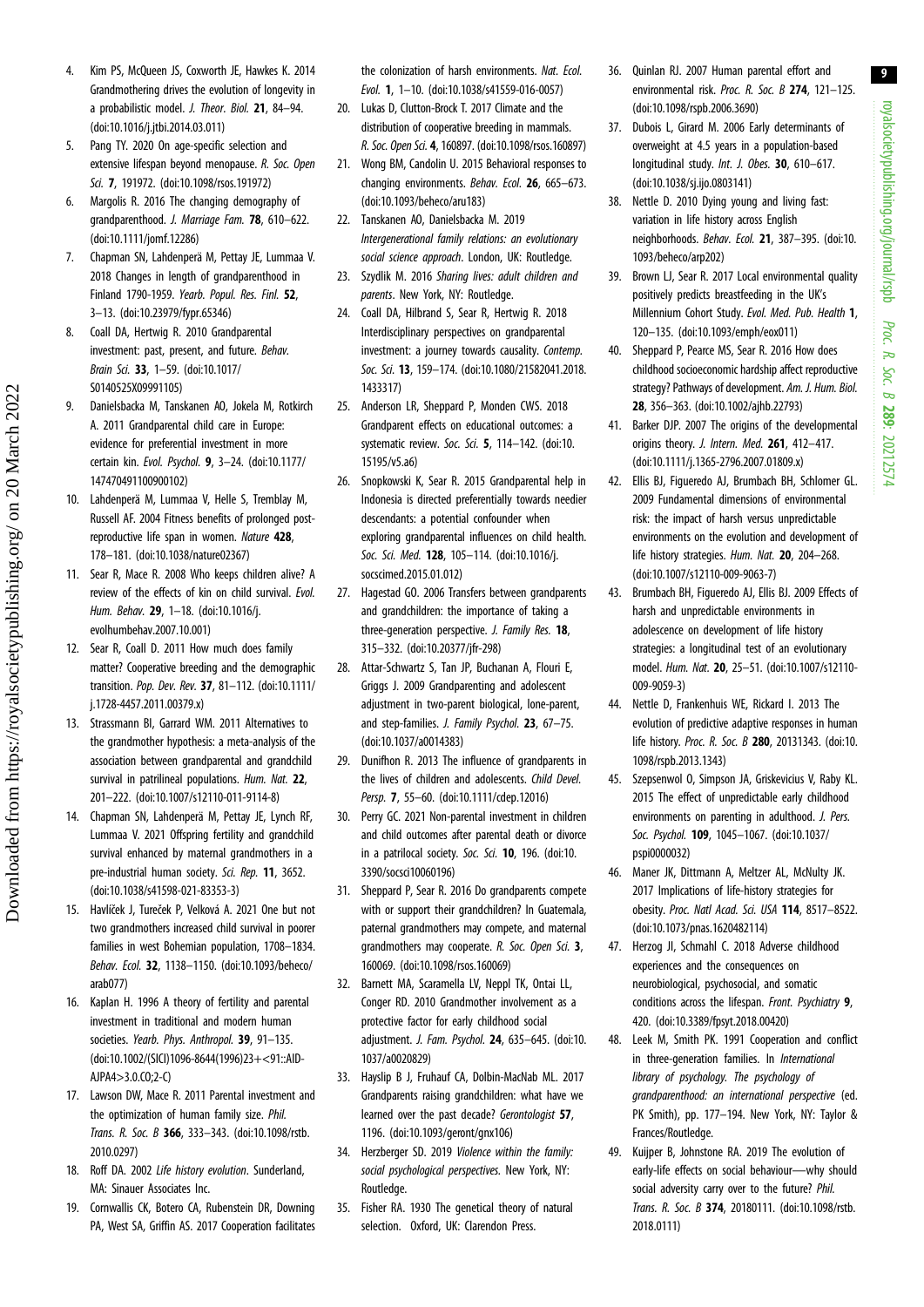4. Kim PS, McQueen JS, Coxworth JE, Hawkes K. 2014 Grandmothering drives the evolution of longevity in a probabilistic model. *J. Theor. Biol.* **21**, 84–94. (doi:10.1016/j.jtbi.2014.03.011)
5. Pang TY. 2020 On age-specific selection and extensive lifespan beyond menopause. *R. Soc. Open Sci.* **7**, 191972. (doi:10.1098/rsos.191972)
6. Margolis R. 2016 The changing demography of grandparenthood. *J. Marriage Fam.* **78**, 610–622. (doi:10.1111/jomf.12286)
7. Chapman SN, Lahdenperä M, Pettay JE, Lummaa V. 2018 Changes in length of grandparenthood in Finland 1790-1959. *Yearb. Popul. Res. Finl.* **52**, 3–13. (doi:10.23979/fypr.65346)
8. Coall DA, Hertwig R. 2010 Grandparental investment: past, present, and future. *Behav. Brain Sci.* **33**, 1–59. (doi:10.1017/S0140525X09991105)
9. Danielsbacka M, Tanskanen AO, Jokela M, Rotkirch A. 2011 Grandparental child care in Europe: evidence for preferential investment in more certain kin. *Evol. Psychol.* **9**, 3–24. (doi:10.1177/147470491100900102)
10. Lahdenperä M, Lummaa V, Helle S, Tremblay M, Russell AF. 2004 Fitness benefits of prolonged post-reproductive life span in women. *Nature* **428**, 178–181. (doi:10.1038/nature02367)
11. Sear R, Mace R. 2008 Who keeps children alive? A review of the effects of kin on child survival. *Evol. Hum. Behav.* **29**, 1–18. (doi:10.1016/j.evolhumbehav.2007.10.001)
12. Sear R, Coall D. 2011 How much does family matter? Cooperative breeding and the demographic transition. *Pop. Dev. Rev.* **37**, 81–112. (doi:10.1111/j.1728-4457.2011.00379.x)
13. Strassmann BI, Garrard WM. 2011 Alternatives to the grandmother hypothesis: a meta-analysis of the association between grandparental and grandchild survival in patrilineal populations. *Hum. Nat.* **22**, 201–222. (doi:10.1007/s12110-011-9114-8)
14. Chapman SN, Lahdenperä M, Pettay JE, Lynch RF, Lummaa V. 2021 Offspring fertility and grandchild survival enhanced by maternal grandmothers in a pre-industrial human society. *Sci. Rep.* **11**, 3652. (doi:10.1038/s41598-021-83353-3)
15. Havlíček J, Tureček P, Velková A. 2021 One but not two grandmothers increased child survival in poorer families in west Bohemian population, 1708–1834. *Behav. Ecol.* **32**, 1138–1150. (doi:10.1093/beheco/arab077)
16. Kaplan H. 1996 A theory of fertility and parental investment in traditional and modern human societies. *Yearb. Phys. Anthropol.* **39**, 91–135. (doi:10.1002/(SICI)1096-8644(1996)23+<91::AID-AJPA4>3.0.CO;2-C)
17. Lawson DW, Mace R. 2011 Parental investment and the optimization of human family size. *Phil. Trans. R. Soc. B* **366**, 333–343. (doi:10.1098/rstb.2010.0297)
18. Roff DA. 2002 *Life history evolution*. Sunderland, MA: Sinauer Associates Inc.
19. Cornwallis CK, Botero CA, Rubenstein DR, Downing PA, West SA, Griffin AS. 2017 Cooperation facilitates the colonization of harsh environments. *Nat. Ecol. Evol.* **1**, 1–10. (doi:10.1038/s41559-016-0057)
20. Lukas D, Clutton-Brock T. 2017 Climate and the distribution of cooperative breeding in mammals. *R. Soc. Open Sci.* **4**, 160897. (doi:10.1098/rsos.160897)
21. Wong BM, Candolin U. 2015 Behavioral responses to changing environments. *Behav. Ecol.* **26**, 665–673. (doi:10.1093/beheco/aru183)
22. Tanskanen AO, Danielsbacka M. 2019 *Intergenerational family relations: an evolutionary social science approach*. London, UK: Routledge.
23. Szydlik M. 2016 *Sharing lives: adult children and parents*. New York, NY: Routledge.
24. Coall DA, Hilbrand S, Sear R, Hertwig R. 2018 Interdisciplinary perspectives on grandparental investment: a journey towards causality. *Contemp. Soc. Sci.* **13**, 159–174. (doi:10.1080/21582041.2018.1433317)
25. Anderson LR, Sheppard P, Monden CWS. 2018 Grandparent effects on educational outcomes: a systematic review. *Soc. Sci.* **5**, 114–142. (doi:10.15195/v5.a6)
26. Snopkowski K, Sear R. 2015 Grandparental help in Indonesia is directed preferentially towards needier descendants: a potential confounder when exploring grandparental influences on child health. *Soc. Sci. Med.* **128**, 105–114. (doi:10.1016/j.socscimed.2015.01.012)
27. Hagestad GO. 2006 Transfers between grandparents and grandchildren: the importance of taking a three-generation perspective. *J. Family Res.* **18**, 315–332. (doi:10.20377/jfr-298)
28. Attar-Schwartz S, Tan JP, Buchanan A, Flouri E, Griggs J. 2009 Grandparenting and adolescent adjustment in two-parent biological, lone-parent, and step-families. *J. Family Psychol.* **23**, 67–75. (doi:10.1037/a0014383)
29. Dunifhon R. 2013 The influence of grandparents in the lives of children and adolescents. *Child Devel. Persp.* **7**, 55–60. (doi:10.1111/cdep.12016)
30. Perry GC. 2021 Non-parental investment in children and child outcomes after parental death or divorce in a patrilocal society. *Soc. Sci.* **10**, 196. (doi:10.3390/socsci10060196)
31. Sheppard P, Sear R. 2016 Do grandparents compete with or support their grandchildren? In Guatemala, paternal grandmothers may compete, and maternal grandmothers may cooperate. *R. Soc. Open Sci.* **3**, 160069. (doi:10.1098/rsos.160069)
32. Barnett MA, Scaramella LV, Neppl TK, Ontai LL, Conger RD. 2010 Grandmother involvement as a protective factor for early childhood social adjustment. *J. Fam. Psychol.* **24**, 635–645. (doi:10.1037/a0020829)
33. Hayslip B J, Fruhauf CA, Dolbin-MacNab ML. 2017 Grandparents raising grandchildren: what have we learned over the past decade? *Gerontologist* **57**, 1196. (doi:10.1093/geront/gnx106)
34. Herzberger SD. 2019 *Violence within the family: social psychological perspectives*. New York, NY: Routledge.
35. Fisher RA. 1930 The genetical theory of natural selection. Oxford, UK: Clarendon Press.
36. Quinlan RJ. 2007 Human parental effort and environmental risk. *Proc. R. Soc. B* **274**, 121–125. (doi:10.1098/rspb.2006.3690)
37. Dubois L, Girard M. 2006 Early determinants of overweight at 4.5 years in a population-based longitudinal study. *Int. J. Obes.* **30**, 610–617. (doi:10.1038/sj.ijo.0803141)
38. Nettle D. 2010 Dying young and living fast: variation in life history across English neighborhoods. *Behav. Ecol.* **21**, 387–395. (doi:10.1093/beheco/arp202)
39. Brown LJ, Sear R. 2017 Local environmental quality positively predicts breastfeeding in the UK's Millennium Cohort Study. *Evol. Med. Pub. Health* **1**, 120–135. (doi:10.1093/emph/eox011)
40. Sheppard P, Pearce MS, Sear R. 2016 How does childhood socioeconomic hardship affect reproductive strategy? Pathways of development. *Am. J. Hum. Biol.* **28**, 356–363. (doi:10.1002/ajhb.22793)
41. Barker DJP. 2007 The origins of the developmental origins theory. *J. Intern. Med.* **261**, 412–417. (doi:10.1111/j.1365-2796.2007.01809.x)
42. Ellis BJ, Figueredo AJ, Brumbach BH, Schlomer GL. 2009 Fundamental dimensions of environmental risk: the impact of harsh versus unpredictable environments on the evolution and development of life history strategies. *Hum. Nat.* **20**, 204–268. (doi:10.1007/s12110-009-9063-7)
43. Brumbach BH, Figueredo AJ, Ellis BJ. 2009 Effects of harsh and unpredictable environments in adolescence on development of life history strategies: a longitudinal test of an evolutionary model. *Hum. Nat.* **20**, 25–51. (doi:10.1007/s12110-009-9059-3)
44. Nettle D, Frankenhuis WE, Rickard I. 2013 The evolution of predictive adaptive responses in human life history. *Proc. R. Soc. B* **280**, 20131343. (doi:10.1098/rspb.2013.1343)
45. Szepsenwol O, Simpson JA, Griskevicius V, Raby KL. 2015 The effect of unpredictable early childhood environments on parenting in adulthood. *J. Pers. Soc. Psychol.* **109**, 1045–1067. (doi:10.1037/pspi0000032)
46. Maner JK, Dittmann A, Meltzer AL, McNulty JK. 2017 Implications of life-history strategies for obesity. *Proc. Natl Acad. Sci. USA* **114**, 8517–8522. (doi:10.1073/pnas.1620482114)
47. Herzog JI, Schmahl C. 2018 Adverse childhood experiences and the consequences on neurobiological, psychosocial, and somatic conditions across the lifespan. *Front. Psychiatry* **9**, 420. (doi:10.3389/fpsyt.2018.00420)
48. Leek M, Smith PK. 1991 Cooperation and conflict in three-generation families. In *International library of psychology. The psychology of grandparenthood: an international perspective* (ed. PK Smith), pp. 177–194. New York, NY: Taylor & Frances/Routledge.
49. Kuijper B, Johnstone RA. 2019 The evolution of early-life effects on social behaviour—why should social adversity carry over to the future? *Phil. Trans. R. Soc. B* **374**, 20180111. (doi:10.1098/rstb.2018.0111)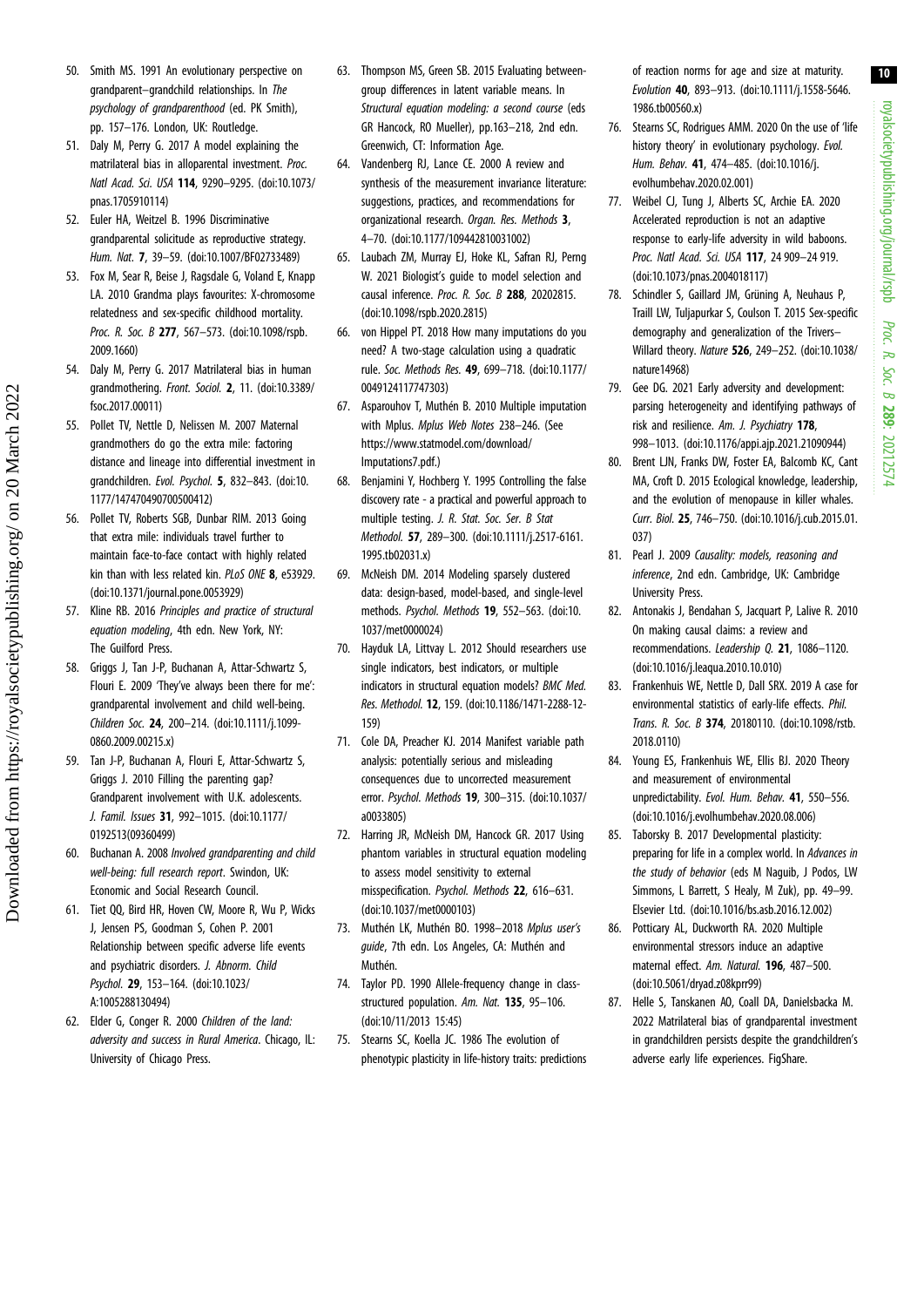50. Smith MS. 1991 An evolutionary perspective on grandparent–grandchild relationships. In *The psychology of grandparenthood* (ed. PK Smith), pp. 157–176. London, UK: Routledge.
51. Daly M, Perry G. 2017 A model explaining the matrilateral bias in alloparental investment. *Proc. Natl Acad. Sci. USA* **114**, 9290–9295. (doi:10.1073/pnas.1705910114)
52. Euler HA, Weitzel B. 1996 Discriminative grandparental solicitude as reproductive strategy. *Hum. Nat.* **7**, 39–59. (doi:10.1007/BF02733489)
53. Fox M, Sear R, Beise J, Ragsdale G, Voland E, Knapp LA. 2010 Grandma plays favourites: X-chromosome relatedness and sex-specific childhood mortality. *Proc. R. Soc. B* **277**, 567–573. (doi:10.1098/rspb.2009.1660)
54. Daly M, Perry G. 2017 Matrilateral bias in human grandmothering. *Front. Sociol.* **2**, 11. (doi:10.3389/fsoc.2017.00011)
55. Pollet TV, Nettle D, Nelissen M. 2007 Maternal grandmothers do go the extra mile: factoring distance and lineage into differential investment in grandchildren. *Evol. Psychol.* **5**, 832–843. (doi:10.1177/147470490700500412)
56. Pollet TV, Roberts SGB, Dunbar RIM. 2013 Going that extra mile: individuals travel further to maintain face-to-face contact with highly related kin than with less related kin. *PLoS ONE* **8**, e53929. (doi:10.1371/journal.pone.0053929)
57. Kline RB. 2016 *Principles and practice of structural equation modeling*, 4th edn. New York, NY: The Guilford Press.
58. Griggs J, Tan J-P, Buchanan A, Attar-Schwartz S, Flouri E. 2009 'They've always been there for me': grandparental involvement and child well-being. *Children Soc.* **24**, 200–214. (doi:10.1111/j.1099-0860.2009.00215.x)
59. Tan J-P, Buchanan A, Flouri E, Attar-Schwartz S, Griggs J. 2010 Filling the parenting gap? Grandparent involvement with U.K. adolescents. *J. Famil. Issues* **31**, 992–1015. (doi:10.1177/0192513(09360499)
60. Buchanan A. 2008 *Involved grandparenting and child well-being: full research report*. Swindon, UK: Economic and Social Research Council.
61. Tiet QQ, Bird HR, Hoven CW, Moore R, Wu P, Wicks J, Jensen PS, Goodman S, Cohen P. 2001 Relationship between specific adverse life events and psychiatric disorders. *J. Abnorm. Child Psychol.* **29**, 153–164. (doi:10.1023/A:1005288130494)
62. Elder G, Conger R. 2000 *Children of the land: adversity and success in Rural America*. Chicago, IL: University of Chicago Press.
63. Thompson MS, Green SB. 2015 Evaluating between-group differences in latent variable means. In *Structural equation modeling: a second course* (eds GR Hancock, RO Mueller), pp.163–218, 2nd edn. Greenwich, CT: Information Age.
64. Vandenberg RJ, Lance CE. 2000 A review and synthesis of the measurement invariance literature: suggestions, practices, and recommendations for organizational research. *Organ. Res. Methods* **3**, 4–70. (doi:10.1177/109442810031002)
65. Laubach ZM, Murray EJ, Hoke KL, Safran RJ, Perng W. 2021 Biologist's guide to model selection and causal inference. *Proc. R. Soc. B* **288**, 20202815. (doi:10.1098/rspb.2020.2815)
66. von Hippel PT. 2018 How many imputations do you need? A two-stage calculation using a quadratic rule. *Soc. Methods Res.* **49**, 699–718. (doi:10.1177/0049124117747303)
67. Asparouhov T, Muthén B. 2010 Multiple imputation with Mplus. *Mplus Web Notes* 238–246. (See https://www.statmodel.com/download/Imputations7.pdf.)
68. Benjamini Y, Hochberg Y. 1995 Controlling the false discovery rate - a practical and powerful approach to multiple testing. *J. R. Stat. Soc. Ser. B Stat Methodol.* **57**, 289–300. (doi:10.1111/j.2517-6161.1995.tb02031.x)
69. McNeish DM. 2014 Modeling sparsely clustered data: design-based, model-based, and single-level methods. *Psychol. Methods* **19**, 552–563. (doi:10.1037/met0000024)
70. Hayduk LA, Littvay L. 2012 Should researchers use single indicators, best indicators, or multiple indicators in structural equation models? *BMC Med. Res. Methodol.* **12**, 159. (doi:10.1186/1471-2288-12-159)
71. Cole DA, Preacher KJ. 2014 Manifest variable path analysis: potentially serious and misleading consequences due to uncorrected measurement error. *Psychol. Methods* **19**, 300–315. (doi:10.1037/a0033805)
72. Harring JR, McNeish DM, Hancock GR. 2017 Using phantom variables in structural equation modeling to assess model sensitivity to external misspecification. *Psychol. Methods* **22**, 616–631. (doi:10.1037/met0000103)
73. Muthén LK, Muthén BO. 1998–2018 *Mplus user's guide*, 7th edn. Los Angeles, CA: Muthén and Muthén.
74. Taylor PD. 1990 Allele-frequency change in class-structured population. *Am. Nat.* **135**, 95–106. (doi:10/11/2013 15:45)
75. Stearns SC, Koella JC. 1986 The evolution of phenotypic plasticity in life-history traits: predictions of reaction norms for age and size at maturity. *Evolution* **40**, 893–913. (doi:10.1111/j.1558-5646.1986.tb00560.x)
76. Stearns SC, Rodrigues AMM. 2020 On the use of 'life history theory' in evolutionary psychology. *Evol. Hum. Behav.* **41**, 474–485. (doi:10.1016/j.evolhumbehav.2020.02.001)
77. Weibel CJ, Tung J, Alberts SC, Archie EA. 2020 Accelerated reproduction is not an adaptive response to early-life adversity in wild baboons. *Proc. Natl Acad. Sci. USA* **117**, 24 909–24 919. (doi:10.1073/pnas.2004018117)
78. Schindler S, Gaillard JM, Grüning A, Neuhaus P, Traill LW, Tuljapurkar S, Coulson T. 2015 Sex-specific demography and generalization of the Trivers–Willard theory. *Nature* **526**, 249–252. (doi:10.1038/nature14968)
79. Gee DG. 2021 Early adversity and development: parsing heterogeneity and identifying pathways of risk and resilience. *Am. J. Psychiatry* **178**, 998–1013. (doi:10.1176/appi.ajp.2021.21090944)
80. Brent LJN, Franks DW, Foster EA, Balcomb KC, Cant MA, Croft D. 2015 Ecological knowledge, leadership, and the evolution of menopause in killer whales. *Curr. Biol.* **25**, 746–750. (doi:10.1016/j.cub.2015.01.037)
81. Pearl J. 2009 *Causality: models, reasoning and inference*, 2nd edn. Cambridge, UK: Cambridge University Press.
82. Antonakis J, Bendahan S, Jacquart P, Lalive R. 2010 On making causal claims: a review and recommendations. *Leadership Q.* **21**, 1086–1120. (doi:10.1016/j.leaqua.2010.10.010)
83. Frankenhuis WE, Nettle D, Dall SRX. 2019 A case for environmental statistics of early-life effects. *Phil. Trans. R. Soc. B* **374**, 20180110. (doi:10.1098/rstb.2018.0110)
84. Young ES, Frankenhuis WE, Ellis BJ. 2020 Theory and measurement of environmental unpredictability. *Evol. Hum. Behav.* **41**, 550–556. (doi:10.1016/j.evolhumbehav.2020.08.006)
85. Taborsky B. 2017 Developmental plasticity: preparing for life in a complex world. In *Advances in the study of behavior* (eds M Naguib, J Podos, LW Simmons, L Barrett, S Healy, M Zuk), pp. 49–99. Elsevier Ltd. (doi:10.1016/bs.asb.2016.12.002)
86. Potticary AL, Duckworth RA. 2020 Multiple environmental stressors induce an adaptive maternal effect. *Am. Natural.* **196**, 487–500. (doi:10.5061/dryad.z08kprr99)
87. Helle S, Tanskanen AO, Coall DA, Danielsbacka M. 2022 Matrilateral bias of grandparental investment in grandchildren persists despite the grandchildren's adverse early life experiences. FigShare.